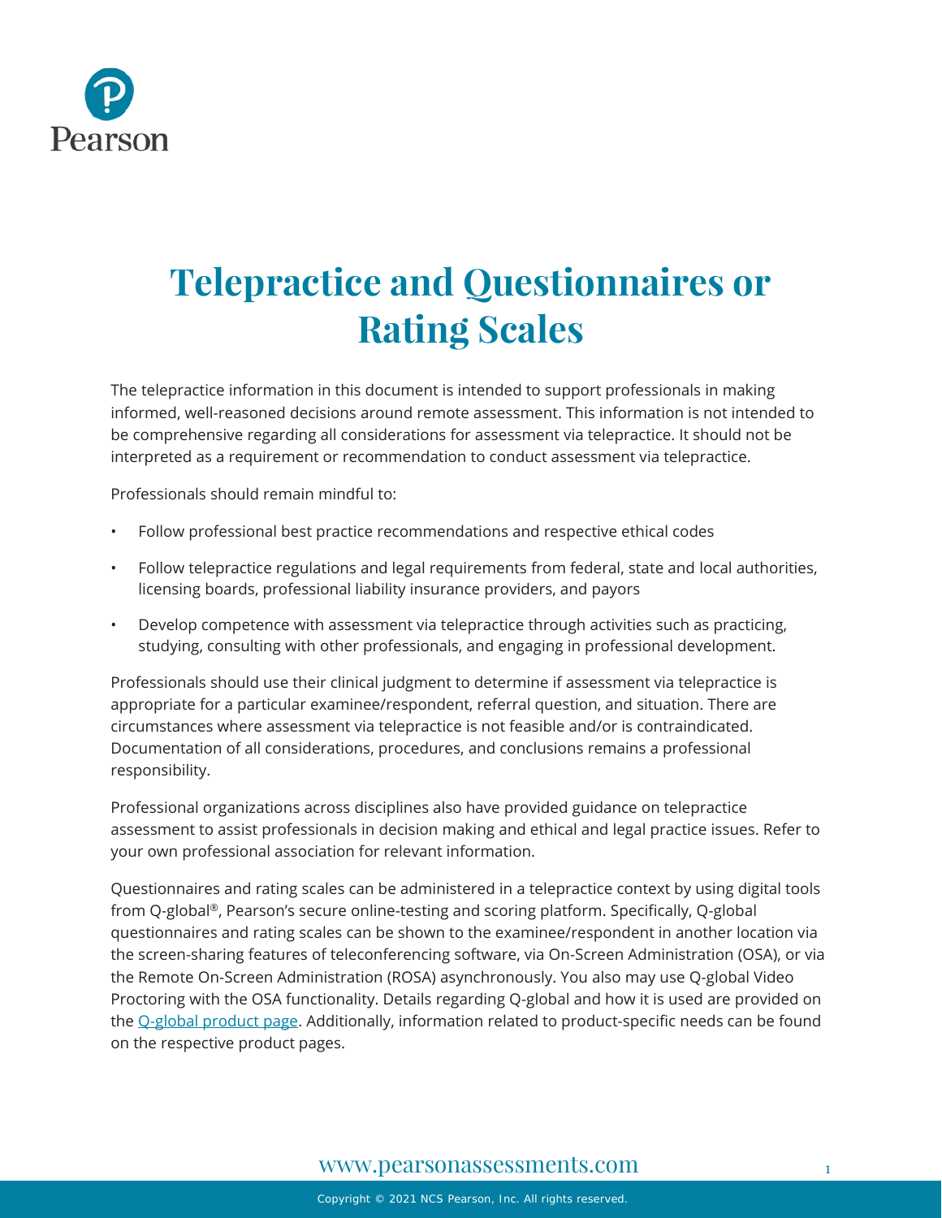# Telepractice and Questionnaires or Rating Scales

The telepractice information in this document is intended to support professionals in making informed, well-reasoned decisions around remote assessment. This information is not intended to be comprehensive regarding all considerations for assessment via telepractice. It should not be interpreted as a requirement or recommendation to conduct assessment via telepractice.

Professionals should remain mindful to:

- Follow professional best practice recommendations and respective ethical codes
- Follow telepractice regulations and legal requirements from federal, state and local authorities, licensing boards, professional liability insurance providers, and payors
- Develop competence with assessment via telepractice through activities such as practicing, studying, consulting with other professionals, and engaging in professional development.

Professionals should use their clinical judgment to determine if assessment via telepractice is appropriate for a particular examinee/respondent, referral question, and situation. There are circumstances where assessment via telepractice is not feasible and/or is contraindicated. Documentation of all considerations, procedures, and conclusions remains a professional responsibility.

Professional organizations across disciplines also have provided guidance on telepractice assessment to assist professionals in decision making and ethical and legal practice issues. Refer to your own professional association for relevant information.

Questionnaires and rating scales can be administered in a telepractice context by using digital tools from Q-global®, Pearson's secure online-testing and scoring platform. Specifically, Q-global questionnaires and rating scales can be shown to the examinee/respondent in another location via the screen-sharing features of teleconferencing software, via On-Screen Administration (OSA), or via the Remote On-Screen Administration (ROSA) asynchronously. You also may use Q-global Video Proctoring with the OSA functionality. Details regarding Q-global and how it is used are provided on the Q-global product page. Additionally, information related to product-specific needs can be found on the respective product pages.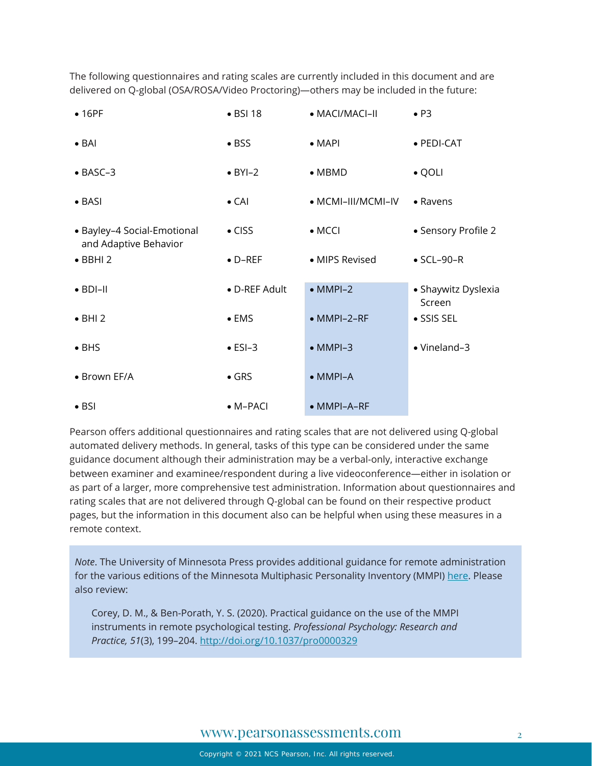The following questionnaires and rating scales are currently included in this document and are delivered on Q-global (OSA/ROSA/Video Proctoring)—others may be included in the future:

| | | | |
|---|---|---|---|
| • 16PF | • BSI 18 | • MACI/MACI–II | • P3 |
| • BAI | • BSS | • MAPI | • PEDI-CAT |
| • BASC–3 | • BYI–2 | • MBMD | • QOLI |
| • BASI | • CAI | • MCMI–III/MCMI–IV | • Ravens |
| • Bayley–4 Social-Emotional and Adaptive Behavior | • CISS | • MCCI | • Sensory Profile 2 |
| • BBHI 2 | • D–REF | • MIPS Revised | • SCL–90–R |
| • BDI–II | • D-REF Adult | • MMPI–2 | • Shaywitz Dyslexia Screen |
| • BHI 2 | • EMS | • MMPI–2–RF | • SSIS SEL |
| • BHS | • ESI–3 | • MMPI–3 | • Vineland–3 |
| • Brown EF/A | • GRS | • MMPI–A | |
| • BSI | • M–PACI | • MMPI–A–RF | |

Pearson offers additional questionnaires and rating scales that are not delivered using Q-global automated delivery methods. In general, tasks of this type can be considered under the same guidance document although their administration may be a verbal-only, interactive exchange between examiner and examinee/respondent during a live videoconference—either in isolation or as part of a larger, more comprehensive test administration. Information about questionnaires and rating scales that are not delivered through Q-global can be found on their respective product pages, but the information in this document also can be helpful when using these measures in a remote context.

> *Note*. The University of Minnesota Press provides additional guidance for remote administration for the various editions of the Minnesota Multiphasic Personality Inventory (MMPI) here. Please also review:
>
> Corey, D. M., & Ben-Porath, Y. S. (2020). Practical guidance on the use of the MMPI instruments in remote psychological testing. *Professional Psychology: Research and Practice, 51*(3), 199–204. http://doi.org/10.1037/pro0000329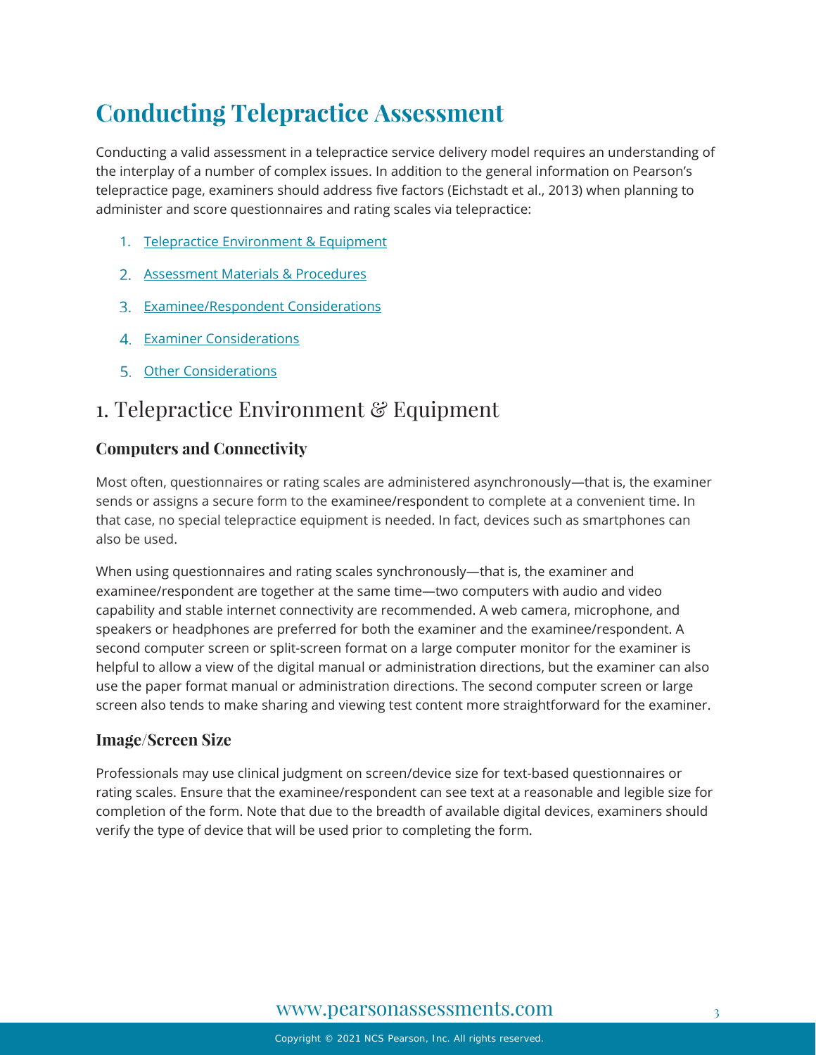# Conducting Telepractice Assessment

Conducting a valid assessment in a telepractice service delivery model requires an understanding of the interplay of a number of complex issues. In addition to the general information on Pearson's telepractice page, examiners should address five factors (Eichstadt et al., 2013) when planning to administer and score questionnaires and rating scales via telepractice:

1. Telepractice Environment & Equipment
2. Assessment Materials & Procedures
3. Examinee/Respondent Considerations
4. Examiner Considerations
5. Other Considerations

## 1. Telepractice Environment & Equipment

### Computers and Connectivity

Most often, questionnaires or rating scales are administered asynchronously—that is, the examiner sends or assigns a secure form to the examinee/respondent to complete at a convenient time. In that case, no special telepractice equipment is needed. In fact, devices such as smartphones can also be used.

When using questionnaires and rating scales synchronously—that is, the examiner and examinee/respondent are together at the same time—two computers with audio and video capability and stable internet connectivity are recommended. A web camera, microphone, and speakers or headphones are preferred for both the examiner and the examinee/respondent. A second computer screen or split-screen format on a large computer monitor for the examiner is helpful to allow a view of the digital manual or administration directions, but the examiner can also use the paper format manual or administration directions. The second computer screen or large screen also tends to make sharing and viewing test content more straightforward for the examiner.

### Image/Screen Size

Professionals may use clinical judgment on screen/device size for text-based questionnaires or rating scales. Ensure that the examinee/respondent can see text at a reasonable and legible size for completion of the form. Note that due to the breadth of available digital devices, examiners should verify the type of device that will be used prior to completing the form.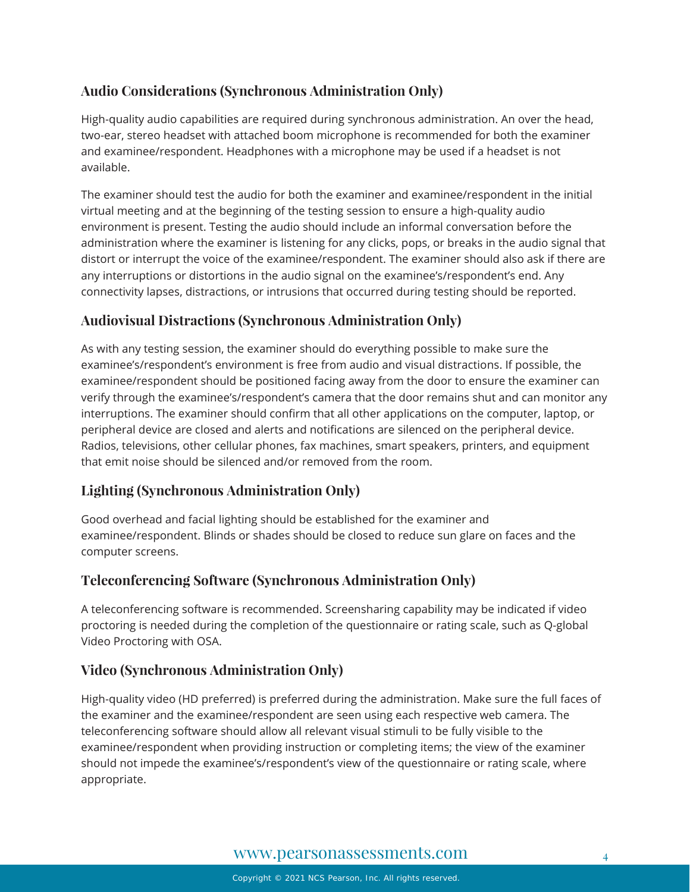## Audio Considerations (Synchronous Administration Only)

High-quality audio capabilities are required during synchronous administration. An over the head, two-ear, stereo headset with attached boom microphone is recommended for both the examiner and examinee/respondent. Headphones with a microphone may be used if a headset is not available.

The examiner should test the audio for both the examiner and examinee/respondent in the initial virtual meeting and at the beginning of the testing session to ensure a high-quality audio environment is present. Testing the audio should include an informal conversation before the administration where the examiner is listening for any clicks, pops, or breaks in the audio signal that distort or interrupt the voice of the examinee/respondent. The examiner should also ask if there are any interruptions or distortions in the audio signal on the examinee's/respondent's end. Any connectivity lapses, distractions, or intrusions that occurred during testing should be reported.

## Audiovisual Distractions (Synchronous Administration Only)

As with any testing session, the examiner should do everything possible to make sure the examinee's/respondent's environment is free from audio and visual distractions. If possible, the examinee/respondent should be positioned facing away from the door to ensure the examiner can verify through the examinee's/respondent's camera that the door remains shut and can monitor any interruptions. The examiner should confirm that all other applications on the computer, laptop, or peripheral device are closed and alerts and notifications are silenced on the peripheral device. Radios, televisions, other cellular phones, fax machines, smart speakers, printers, and equipment that emit noise should be silenced and/or removed from the room.

## Lighting (Synchronous Administration Only)

Good overhead and facial lighting should be established for the examiner and examinee/respondent. Blinds or shades should be closed to reduce sun glare on faces and the computer screens.

## Teleconferencing Software (Synchronous Administration Only)

A teleconferencing software is recommended. Screensharing capability may be indicated if video proctoring is needed during the completion of the questionnaire or rating scale, such as Q-global Video Proctoring with OSA.

## Video (Synchronous Administration Only)

High-quality video (HD preferred) is preferred during the administration. Make sure the full faces of the examiner and the examinee/respondent are seen using each respective web camera. The teleconferencing software should allow all relevant visual stimuli to be fully visible to the examinee/respondent when providing instruction or completing items; the view of the examiner should not impede the examinee's/respondent's view of the questionnaire or rating scale, where appropriate.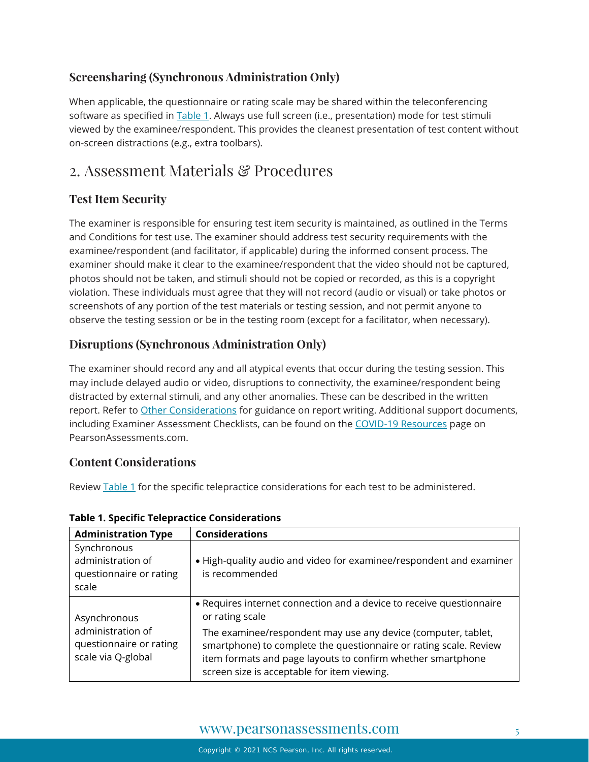### Screensharing (Synchronous Administration Only)

When applicable, the questionnaire or rating scale may be shared within the teleconferencing software as specified in Table 1. Always use full screen (i.e., presentation) mode for test stimuli viewed by the examinee/respondent. This provides the cleanest presentation of test content without on-screen distractions (e.g., extra toolbars).

## 2. Assessment Materials & Procedures

### Test Item Security

The examiner is responsible for ensuring test item security is maintained, as outlined in the Terms and Conditions for test use. The examiner should address test security requirements with the examinee/respondent (and facilitator, if applicable) during the informed consent process. The examiner should make it clear to the examinee/respondent that the video should not be captured, photos should not be taken, and stimuli should not be copied or recorded, as this is a copyright violation. These individuals must agree that they will not record (audio or visual) or take photos or screenshots of any portion of the test materials or testing session, and not permit anyone to observe the testing session or be in the testing room (except for a facilitator, when necessary).

### Disruptions (Synchronous Administration Only)

The examiner should record any and all atypical events that occur during the testing session. This may include delayed audio or video, disruptions to connectivity, the examinee/respondent being distracted by external stimuli, and any other anomalies. These can be described in the written report. Refer to Other Considerations for guidance on report writing. Additional support documents, including Examiner Assessment Checklists, can be found on the COVID-19 Resources page on PearsonAssessments.com.

### Content Considerations

Review Table 1 for the specific telepractice considerations for each test to be administered.

**Table 1. Specific Telepractice Considerations**

| Administration Type | Considerations |
|---|---|
| Synchronous administration of questionnaire or rating scale | • High-quality audio and video for examinee/respondent and examiner is recommended |
| Asynchronous administration of questionnaire or rating scale via Q-global | • Requires internet connection and a device to receive questionnaire or rating scale<br><br>The examinee/respondent may use any device (computer, tablet, smartphone) to complete the questionnaire or rating scale. Review item formats and page layouts to confirm whether smartphone screen size is acceptable for item viewing. |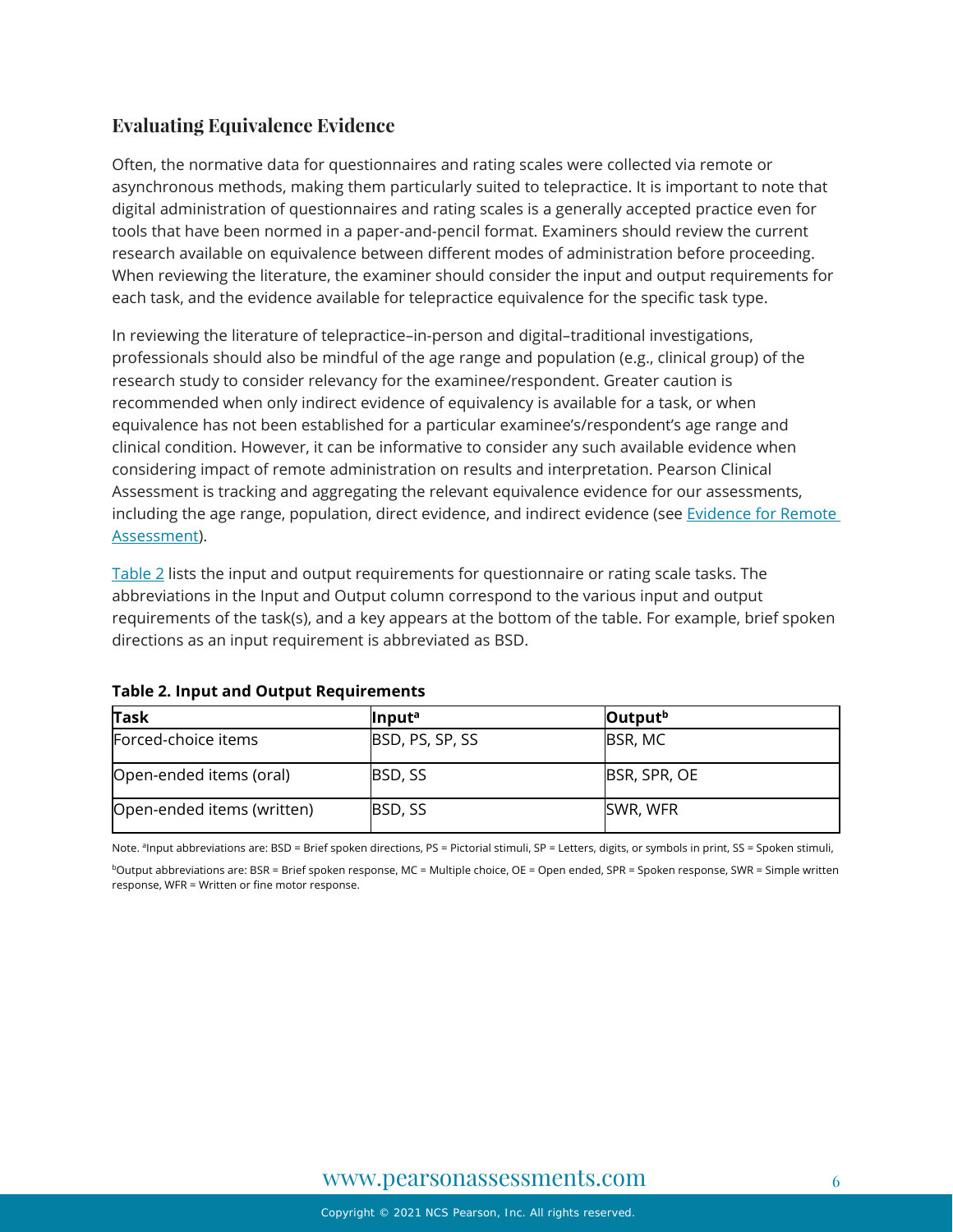## Evaluating Equivalence Evidence

Often, the normative data for questionnaires and rating scales were collected via remote or asynchronous methods, making them particularly suited to telepractice. It is important to note that digital administration of questionnaires and rating scales is a generally accepted practice even for tools that have been normed in a paper-and-pencil format. Examiners should review the current research available on equivalence between different modes of administration before proceeding. When reviewing the literature, the examiner should consider the input and output requirements for each task, and the evidence available for telepractice equivalence for the specific task type.

In reviewing the literature of telepractice–in-person and digital–traditional investigations, professionals should also be mindful of the age range and population (e.g., clinical group) of the research study to consider relevancy for the examinee/respondent. Greater caution is recommended when only indirect evidence of equivalency is available for a task, or when equivalence has not been established for a particular examinee's/respondent's age range and clinical condition. However, it can be informative to consider any such available evidence when considering impact of remote administration on results and interpretation. Pearson Clinical Assessment is tracking and aggregating the relevant equivalence evidence for our assessments, including the age range, population, direct evidence, and indirect evidence (see Evidence for Remote Assessment).

Table 2 lists the input and output requirements for questionnaire or rating scale tasks. The abbreviations in the Input and Output column correspond to the various input and output requirements of the task(s), and a key appears at the bottom of the table. For example, brief spoken directions as an input requirement is abbreviated as BSD.

**Table 2. Input and Output Requirements**

| Task | Input[a] | Output[b] |
|---|---|---|
| Forced-choice items | BSD, PS, SP, SS | BSR, MC |
| Open-ended items (oral) | BSD, SS | BSR, SPR, OE |
| Open-ended items (written) | BSD, SS | SWR, WFR |

Note. [a]Input abbreviations are: BSD = Brief spoken directions, PS = Pictorial stimuli, SP = Letters, digits, or symbols in print, SS = Spoken stimuli,

[b]Output abbreviations are: BSR = Brief spoken response, MC = Multiple choice, OE = Open ended, SPR = Spoken response, SWR = Simple written response, WFR = Written or fine motor response.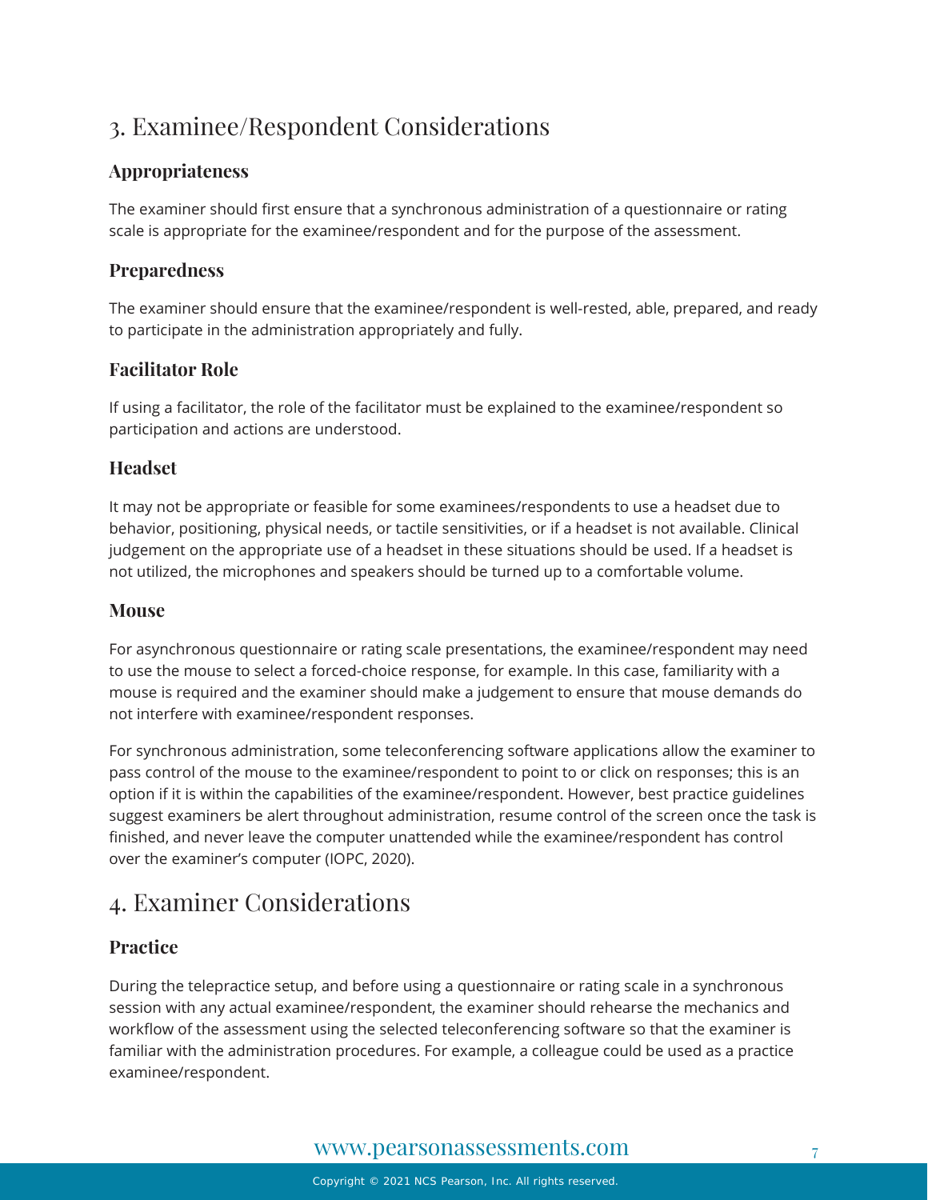## 3. Examinee/Respondent Considerations

### Appropriateness

The examiner should first ensure that a synchronous administration of a questionnaire or rating scale is appropriate for the examinee/respondent and for the purpose of the assessment.

### Preparedness

The examiner should ensure that the examinee/respondent is well-rested, able, prepared, and ready to participate in the administration appropriately and fully.

### Facilitator Role

If using a facilitator, the role of the facilitator must be explained to the examinee/respondent so participation and actions are understood.

### Headset

It may not be appropriate or feasible for some examinees/respondents to use a headset due to behavior, positioning, physical needs, or tactile sensitivities, or if a headset is not available. Clinical judgement on the appropriate use of a headset in these situations should be used. If a headset is not utilized, the microphones and speakers should be turned up to a comfortable volume.

### Mouse

For asynchronous questionnaire or rating scale presentations, the examinee/respondent may need to use the mouse to select a forced-choice response, for example. In this case, familiarity with a mouse is required and the examiner should make a judgement to ensure that mouse demands do not interfere with examinee/respondent responses.

For synchronous administration, some teleconferencing software applications allow the examiner to pass control of the mouse to the examinee/respondent to point to or click on responses; this is an option if it is within the capabilities of the examinee/respondent. However, best practice guidelines suggest examiners be alert throughout administration, resume control of the screen once the task is finished, and never leave the computer unattended while the examinee/respondent has control over the examiner's computer (IOPC, 2020).

## 4. Examiner Considerations

### Practice

During the telepractice setup, and before using a questionnaire or rating scale in a synchronous session with any actual examinee/respondent, the examiner should rehearse the mechanics and workflow of the assessment using the selected teleconferencing software so that the examiner is familiar with the administration procedures. For example, a colleague could be used as a practice examinee/respondent.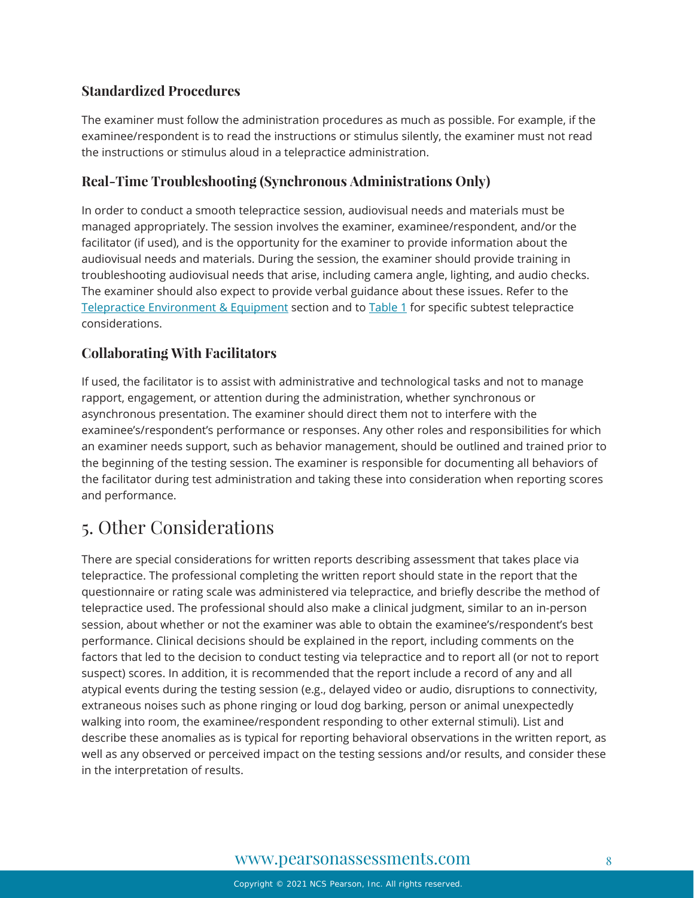### Standardized Procedures

The examiner must follow the administration procedures as much as possible. For example, if the examinee/respondent is to read the instructions or stimulus silently, the examiner must not read the instructions or stimulus aloud in a telepractice administration.

### Real-Time Troubleshooting (Synchronous Administrations Only)

In order to conduct a smooth telepractice session, audiovisual needs and materials must be managed appropriately. The session involves the examiner, examinee/respondent, and/or the facilitator (if used), and is the opportunity for the examiner to provide information about the audiovisual needs and materials. During the session, the examiner should provide training in troubleshooting audiovisual needs that arise, including camera angle, lighting, and audio checks. The examiner should also expect to provide verbal guidance about these issues. Refer to the Telepractice Environment & Equipment section and to Table 1 for specific subtest telepractice considerations.

### Collaborating With Facilitators

If used, the facilitator is to assist with administrative and technological tasks and not to manage rapport, engagement, or attention during the administration, whether synchronous or asynchronous presentation. The examiner should direct them not to interfere with the examinee's/respondent's performance or responses. Any other roles and responsibilities for which an examiner needs support, such as behavior management, should be outlined and trained prior to the beginning of the testing session. The examiner is responsible for documenting all behaviors of the facilitator during test administration and taking these into consideration when reporting scores and performance.

## 5. Other Considerations

There are special considerations for written reports describing assessment that takes place via telepractice. The professional completing the written report should state in the report that the questionnaire or rating scale was administered via telepractice, and briefly describe the method of telepractice used. The professional should also make a clinical judgment, similar to an in-person session, about whether or not the examiner was able to obtain the examinee's/respondent's best performance. Clinical decisions should be explained in the report, including comments on the factors that led to the decision to conduct testing via telepractice and to report all (or not to report suspect) scores. In addition, it is recommended that the report include a record of any and all atypical events during the testing session (e.g., delayed video or audio, disruptions to connectivity, extraneous noises such as phone ringing or loud dog barking, person or animal unexpectedly walking into room, the examinee/respondent responding to other external stimuli). List and describe these anomalies as is typical for reporting behavioral observations in the written report, as well as any observed or perceived impact on the testing sessions and/or results, and consider these in the interpretation of results.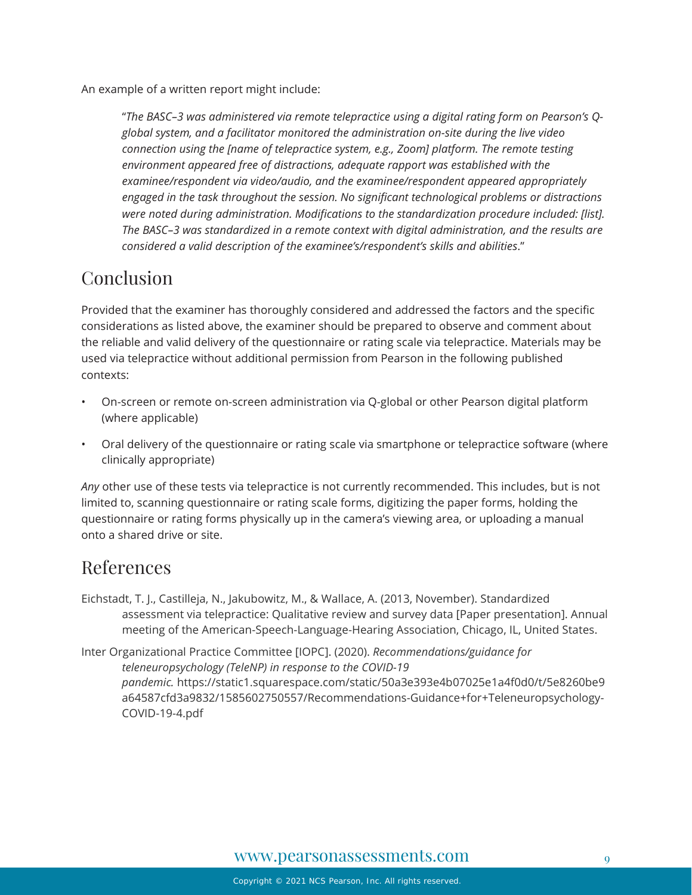An example of a written report might include:

> "*The BASC–3 was administered via remote telepractice using a digital rating form on Pearson's Q-global system, and a facilitator monitored the administration on-site during the live video connection using the [name of telepractice system, e.g., Zoom] platform. The remote testing environment appeared free of distractions, adequate rapport was established with the examinee/respondent via video/audio, and the examinee/respondent appeared appropriately engaged in the task throughout the session. No significant technological problems or distractions were noted during administration. Modifications to the standardization procedure included: [list]. The BASC–3 was standardized in a remote context with digital administration, and the results are considered a valid description of the examinee's/respondent's skills and abilities*."

## Conclusion

Provided that the examiner has thoroughly considered and addressed the factors and the specific considerations as listed above, the examiner should be prepared to observe and comment about the reliable and valid delivery of the questionnaire or rating scale via telepractice. Materials may be used via telepractice without additional permission from Pearson in the following published contexts:

- On-screen or remote on-screen administration via Q-global or other Pearson digital platform (where applicable)
- Oral delivery of the questionnaire or rating scale via smartphone or telepractice software (where clinically appropriate)

*Any* other use of these tests via telepractice is not currently recommended. This includes, but is not limited to, scanning questionnaire or rating scale forms, digitizing the paper forms, holding the questionnaire or rating forms physically up in the camera's viewing area, or uploading a manual onto a shared drive or site.

## References

Eichstadt, T. J., Castilleja, N., Jakubowitz, M., & Wallace, A. (2013, November). Standardized assessment via telepractice: Qualitative review and survey data [Paper presentation]. Annual meeting of the American-Speech-Language-Hearing Association, Chicago, IL, United States.

Inter Organizational Practice Committee [IOPC]. (2020). *Recommendations/guidance for teleneuropsychology (TeleNP) in response to the COVID-19 pandemic.* https://static1.squarespace.com/static/50a3e393e4b07025e1a4f0d0/t/5e8260be9a64587cfd3a9832/1585602750557/Recommendations-Guidance+for+Teleneuropsychology-COVID-19-4.pdf